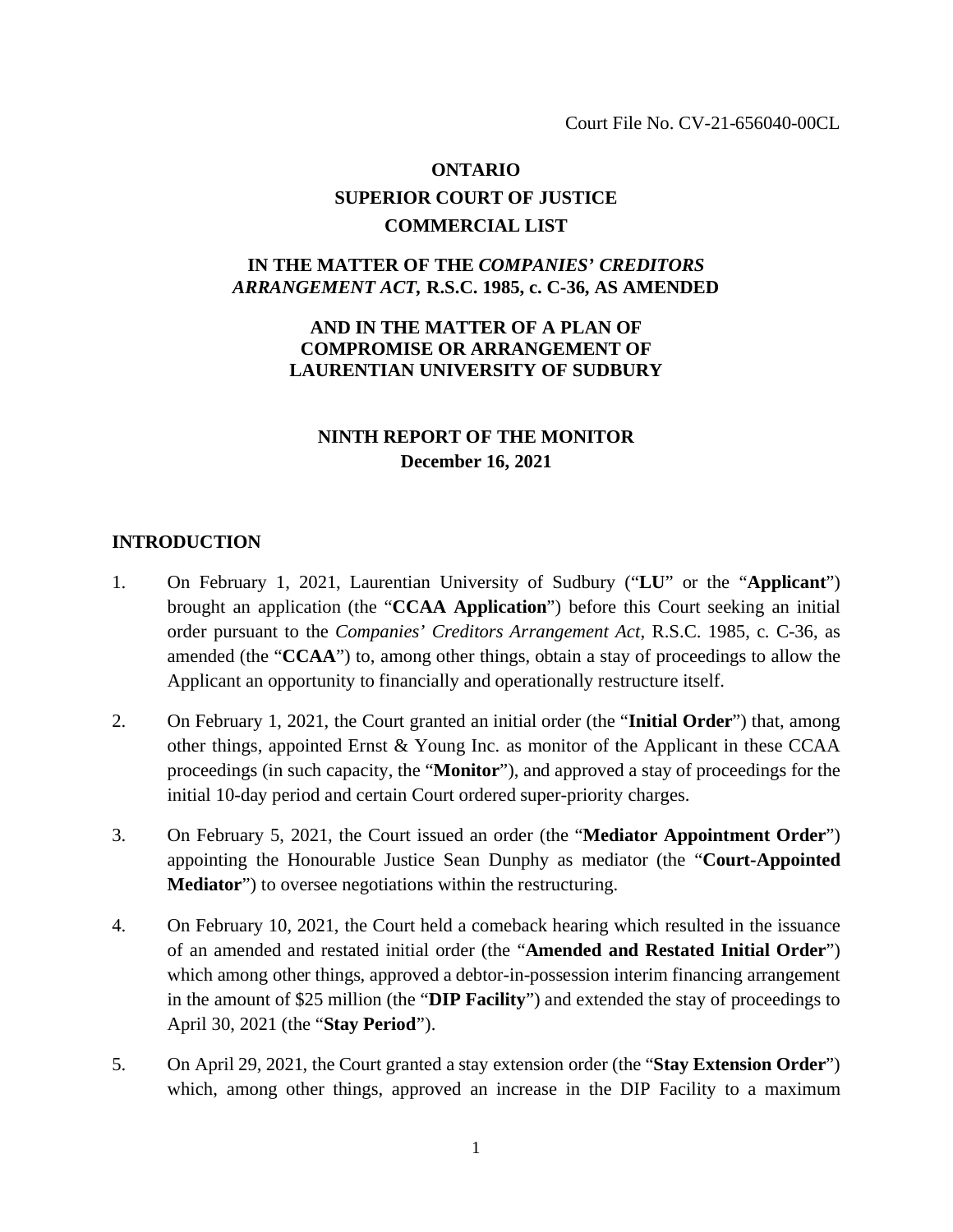Court File No. CV-21-656040-00CL

**ONTARIO**
**SUPERIOR COURT OF JUSTICE**
**COMMERCIAL LIST**

**IN THE MATTER OF THE *COMPANIES' CREDITORS ARRANGEMENT ACT*, R.S.C. 1985, c. C-36, AS AMENDED**

**AND IN THE MATTER OF A PLAN OF COMPROMISE OR ARRANGEMENT OF LAURENTIAN UNIVERSITY OF SUDBURY**

**NINTH REPORT OF THE MONITOR**
**December 16, 2021**

## INTRODUCTION

1. On February 1, 2021, Laurentian University of Sudbury ("**LU**" or the "**Applicant**") brought an application (the "**CCAA Application**") before this Court seeking an initial order pursuant to the *Companies' Creditors Arrangement Act*, R.S.C. 1985, c. C-36, as amended (the "**CCAA**") to, among other things, obtain a stay of proceedings to allow the Applicant an opportunity to financially and operationally restructure itself.

2. On February 1, 2021, the Court granted an initial order (the "**Initial Order**") that, among other things, appointed Ernst & Young Inc. as monitor of the Applicant in these CCAA proceedings (in such capacity, the "**Monitor**"), and approved a stay of proceedings for the initial 10-day period and certain Court ordered super-priority charges.

3. On February 5, 2021, the Court issued an order (the "**Mediator Appointment Order**") appointing the Honourable Justice Sean Dunphy as mediator (the "**Court-Appointed Mediator**") to oversee negotiations within the restructuring.

4. On February 10, 2021, the Court held a comeback hearing which resulted in the issuance of an amended and restated initial order (the "**Amended and Restated Initial Order**") which among other things, approved a debtor-in-possession interim financing arrangement in the amount of $25 million (the "**DIP Facility**") and extended the stay of proceedings to April 30, 2021 (the "**Stay Period**").

5. On April 29, 2021, the Court granted a stay extension order (the "**Stay Extension Order**") which, among other things, approved an increase in the DIP Facility to a maximum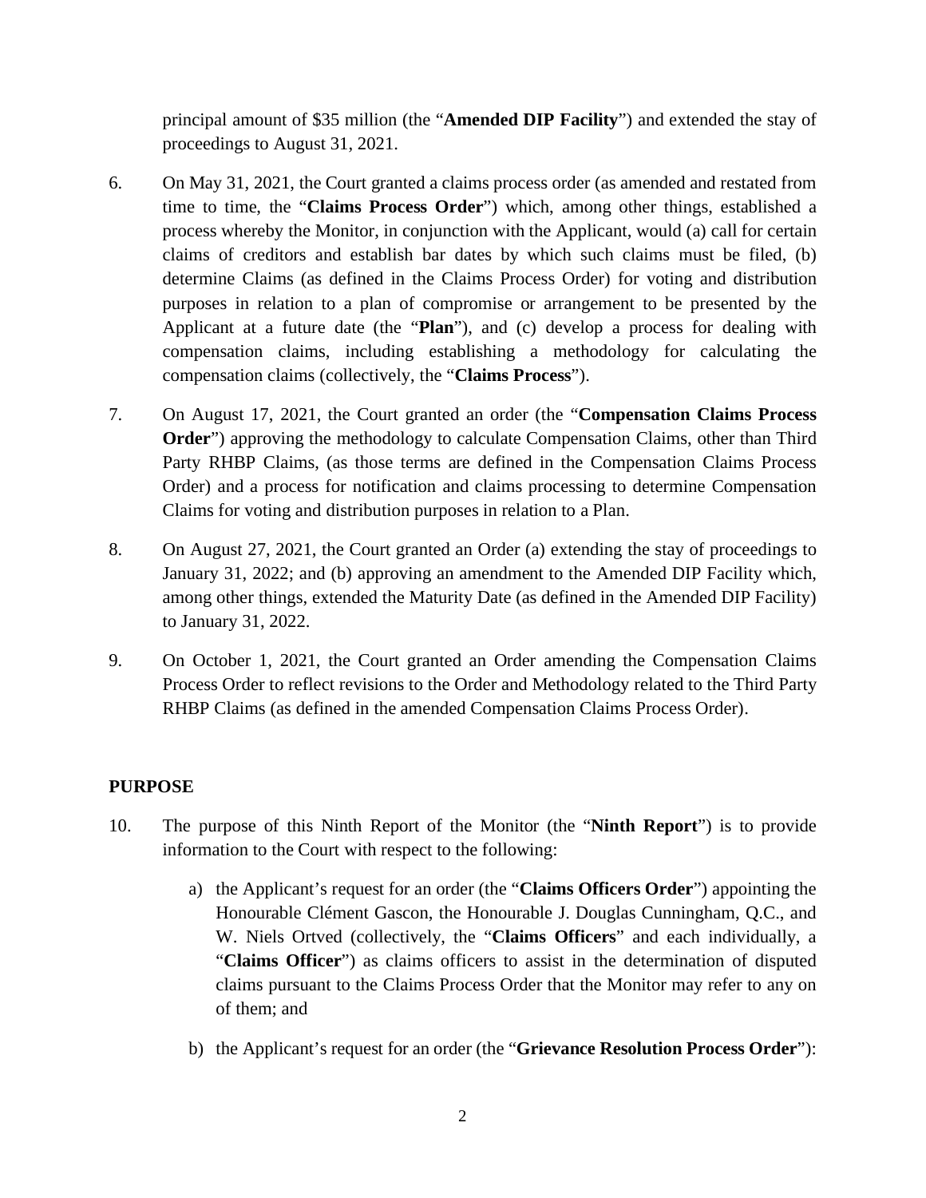principal amount of $35 million (the "**Amended DIP Facility**") and extended the stay of proceedings to August 31, 2021.

6. On May 31, 2021, the Court granted a claims process order (as amended and restated from time to time, the "**Claims Process Order**") which, among other things, established a process whereby the Monitor, in conjunction with the Applicant, would (a) call for certain claims of creditors and establish bar dates by which such claims must be filed, (b) determine Claims (as defined in the Claims Process Order) for voting and distribution purposes in relation to a plan of compromise or arrangement to be presented by the Applicant at a future date (the "**Plan**"), and (c) develop a process for dealing with compensation claims, including establishing a methodology for calculating the compensation claims (collectively, the "**Claims Process**").

7. On August 17, 2021, the Court granted an order (the "**Compensation Claims Process Order**") approving the methodology to calculate Compensation Claims, other than Third Party RHBP Claims, (as those terms are defined in the Compensation Claims Process Order) and a process for notification and claims processing to determine Compensation Claims for voting and distribution purposes in relation to a Plan.

8. On August 27, 2021, the Court granted an Order (a) extending the stay of proceedings to January 31, 2022; and (b) approving an amendment to the Amended DIP Facility which, among other things, extended the Maturity Date (as defined in the Amended DIP Facility) to January 31, 2022.

9. On October 1, 2021, the Court granted an Order amending the Compensation Claims Process Order to reflect revisions to the Order and Methodology related to the Third Party RHBP Claims (as defined in the amended Compensation Claims Process Order).

## PURPOSE

10. The purpose of this Ninth Report of the Monitor (the "**Ninth Report**") is to provide information to the Court with respect to the following:

    a) the Applicant's request for an order (the "**Claims Officers Order**") appointing the Honourable Clément Gascon, the Honourable J. Douglas Cunningham, Q.C., and W. Niels Ortved (collectively, the "**Claims Officers**" and each individually, a "**Claims Officer**") as claims officers to assist in the determination of disputed claims pursuant to the Claims Process Order that the Monitor may refer to any on of them; and

    b) the Applicant's request for an order (the "**Grievance Resolution Process Order**"):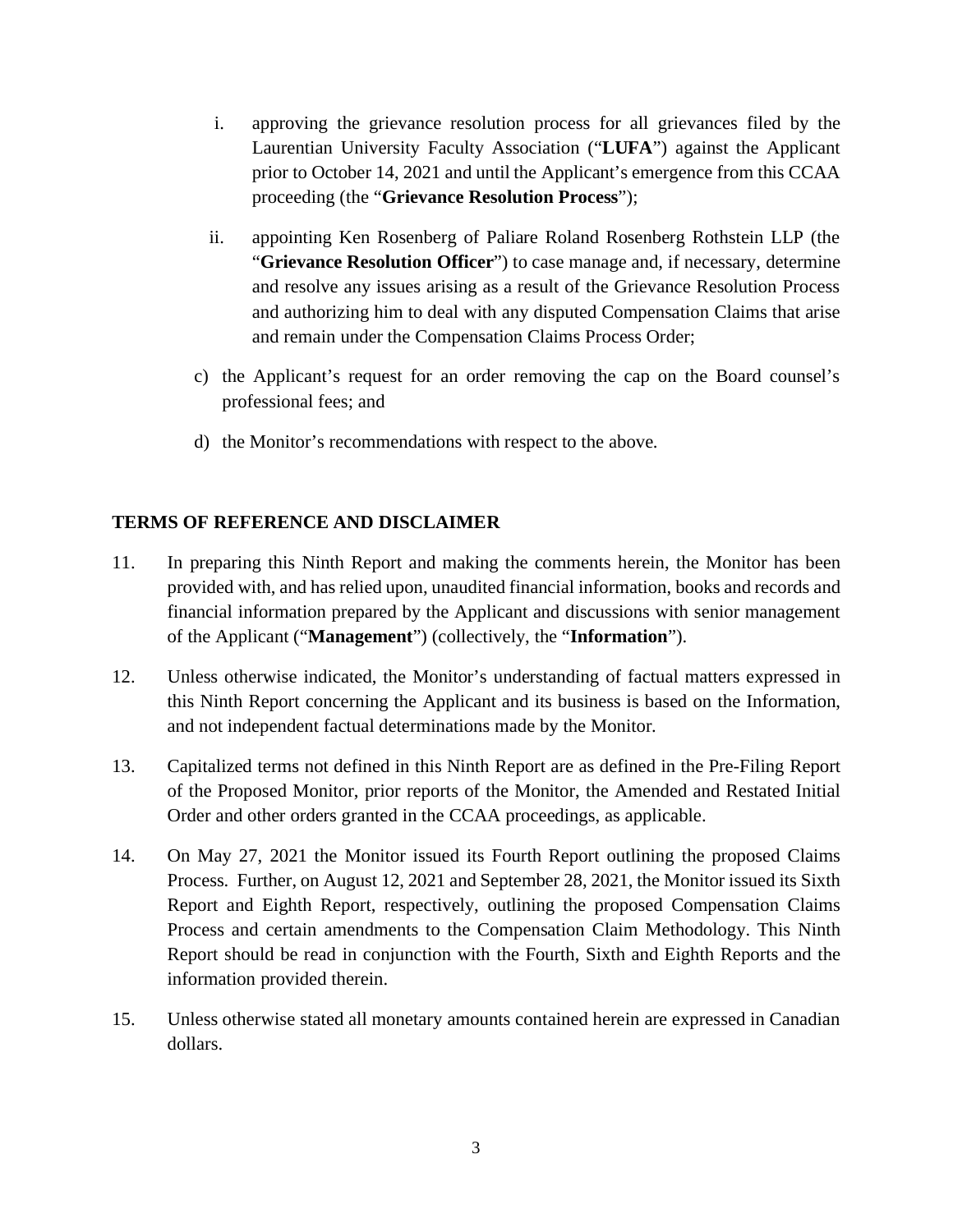i. approving the grievance resolution process for all grievances filed by the Laurentian University Faculty Association ("**LUFA**") against the Applicant prior to October 14, 2021 and until the Applicant's emergence from this CCAA proceeding (the "**Grievance Resolution Process**");

ii. appointing Ken Rosenberg of Paliare Roland Rosenberg Rothstein LLP (the "**Grievance Resolution Officer**") to case manage and, if necessary, determine and resolve any issues arising as a result of the Grievance Resolution Process and authorizing him to deal with any disputed Compensation Claims that arise and remain under the Compensation Claims Process Order;

c) the Applicant's request for an order removing the cap on the Board counsel's professional fees; and

d) the Monitor's recommendations with respect to the above.

## TERMS OF REFERENCE AND DISCLAIMER

11. In preparing this Ninth Report and making the comments herein, the Monitor has been provided with, and has relied upon, unaudited financial information, books and records and financial information prepared by the Applicant and discussions with senior management of the Applicant ("**Management**") (collectively, the "**Information**").

12. Unless otherwise indicated, the Monitor's understanding of factual matters expressed in this Ninth Report concerning the Applicant and its business is based on the Information, and not independent factual determinations made by the Monitor.

13. Capitalized terms not defined in this Ninth Report are as defined in the Pre-Filing Report of the Proposed Monitor, prior reports of the Monitor, the Amended and Restated Initial Order and other orders granted in the CCAA proceedings, as applicable.

14. On May 27, 2021 the Monitor issued its Fourth Report outlining the proposed Claims Process. Further, on August 12, 2021 and September 28, 2021, the Monitor issued its Sixth Report and Eighth Report, respectively, outlining the proposed Compensation Claims Process and certain amendments to the Compensation Claim Methodology. This Ninth Report should be read in conjunction with the Fourth, Sixth and Eighth Reports and the information provided therein.

15. Unless otherwise stated all monetary amounts contained herein are expressed in Canadian dollars.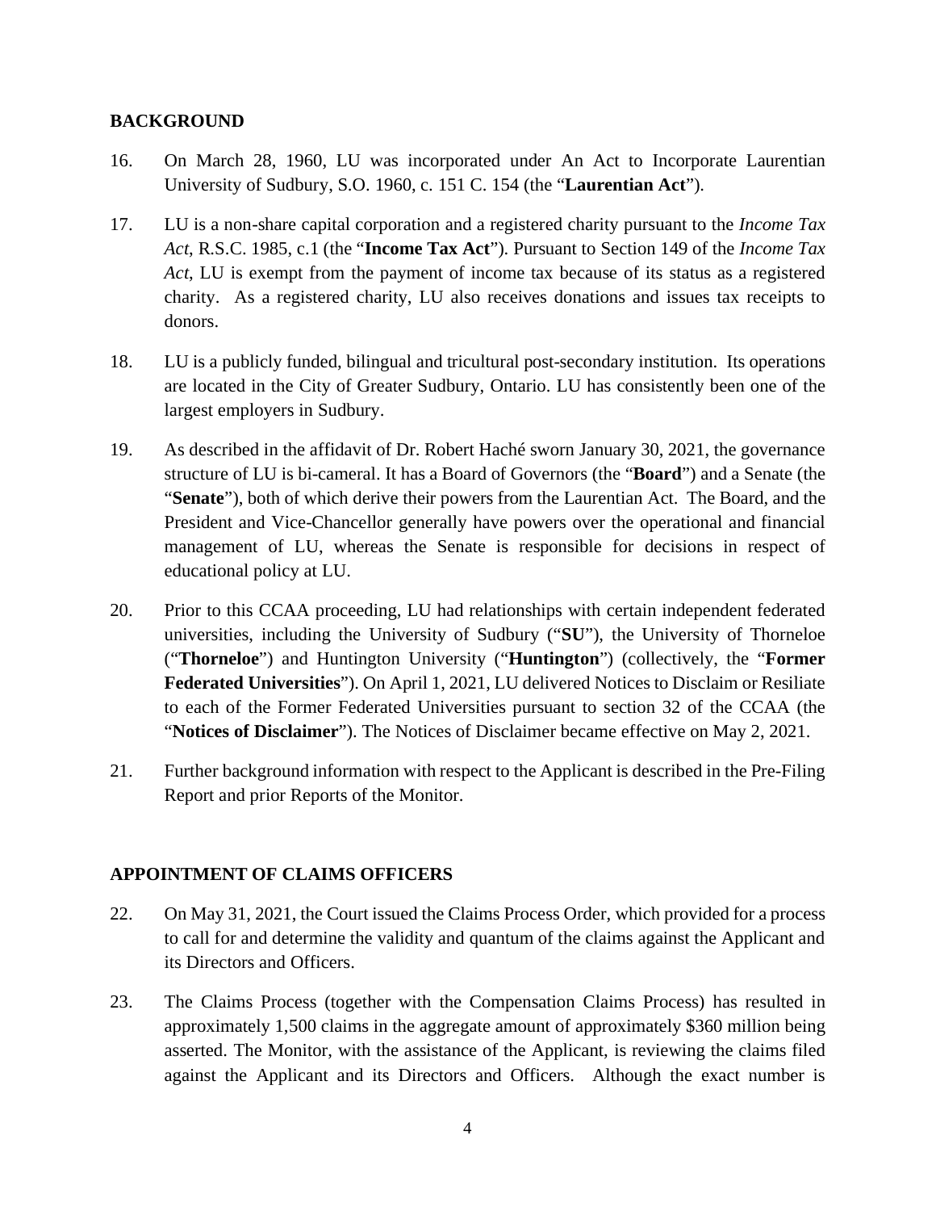## BACKGROUND

16. On March 28, 1960, LU was incorporated under An Act to Incorporate Laurentian University of Sudbury, S.O. 1960, c. 151 C. 154 (the "**Laurentian Act**").

17. LU is a non-share capital corporation and a registered charity pursuant to the *Income Tax Act*, R.S.C. 1985, c.1 (the "**Income Tax Act**"). Pursuant to Section 149 of the *Income Tax Act*, LU is exempt from the payment of income tax because of its status as a registered charity. As a registered charity, LU also receives donations and issues tax receipts to donors.

18. LU is a publicly funded, bilingual and tricultural post-secondary institution. Its operations are located in the City of Greater Sudbury, Ontario. LU has consistently been one of the largest employers in Sudbury.

19. As described in the affidavit of Dr. Robert Haché sworn January 30, 2021, the governance structure of LU is bi-cameral. It has a Board of Governors (the "**Board**") and a Senate (the "**Senate**"), both of which derive their powers from the Laurentian Act. The Board, and the President and Vice-Chancellor generally have powers over the operational and financial management of LU, whereas the Senate is responsible for decisions in respect of educational policy at LU.

20. Prior to this CCAA proceeding, LU had relationships with certain independent federated universities, including the University of Sudbury ("**SU**"), the University of Thorneloe ("**Thorneloe**") and Huntington University ("**Huntington**") (collectively, the "**Former Federated Universities**"). On April 1, 2021, LU delivered Notices to Disclaim or Resiliate to each of the Former Federated Universities pursuant to section 32 of the CCAA (the "**Notices of Disclaimer**"). The Notices of Disclaimer became effective on May 2, 2021.

21. Further background information with respect to the Applicant is described in the Pre-Filing Report and prior Reports of the Monitor.

## APPOINTMENT OF CLAIMS OFFICERS

22. On May 31, 2021, the Court issued the Claims Process Order, which provided for a process to call for and determine the validity and quantum of the claims against the Applicant and its Directors and Officers.

23. The Claims Process (together with the Compensation Claims Process) has resulted in approximately 1,500 claims in the aggregate amount of approximately $360 million being asserted. The Monitor, with the assistance of the Applicant, is reviewing the claims filed against the Applicant and its Directors and Officers. Although the exact number is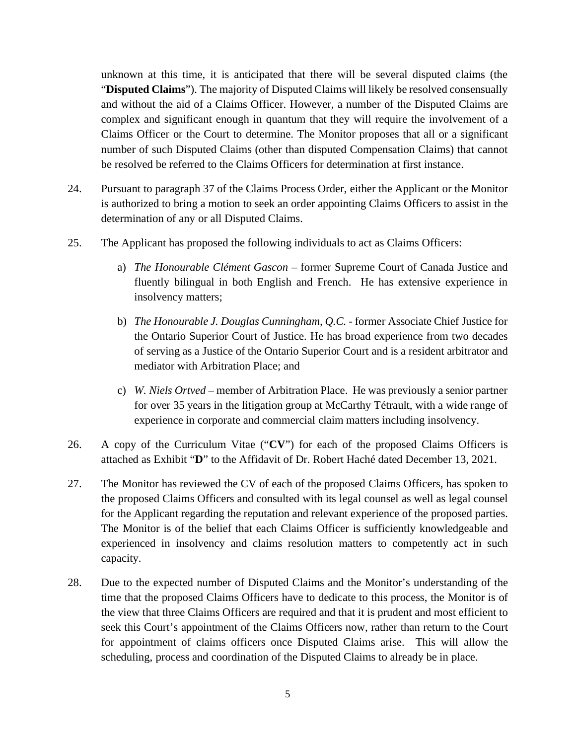unknown at this time, it is anticipated that there will be several disputed claims (the "**Disputed Claims**"). The majority of Disputed Claims will likely be resolved consensually and without the aid of a Claims Officer. However, a number of the Disputed Claims are complex and significant enough in quantum that they will require the involvement of a Claims Officer or the Court to determine. The Monitor proposes that all or a significant number of such Disputed Claims (other than disputed Compensation Claims) that cannot be resolved be referred to the Claims Officers for determination at first instance.

24. Pursuant to paragraph 37 of the Claims Process Order, either the Applicant or the Monitor is authorized to bring a motion to seek an order appointing Claims Officers to assist in the determination of any or all Disputed Claims.

25. The Applicant has proposed the following individuals to act as Claims Officers:

   a) *The Honourable Clément Gascon* – former Supreme Court of Canada Justice and fluently bilingual in both English and French. He has extensive experience in insolvency matters;

   b) *The Honourable J. Douglas Cunningham, Q.C.* - former Associate Chief Justice for the Ontario Superior Court of Justice. He has broad experience from two decades of serving as a Justice of the Ontario Superior Court and is a resident arbitrator and mediator with Arbitration Place; and

   c) *W. Niels Ortved* – member of Arbitration Place. He was previously a senior partner for over 35 years in the litigation group at McCarthy Tétrault, with a wide range of experience in corporate and commercial claim matters including insolvency.

26. A copy of the Curriculum Vitae ("**CV**") for each of the proposed Claims Officers is attached as Exhibit "**D**" to the Affidavit of Dr. Robert Haché dated December 13, 2021.

27. The Monitor has reviewed the CV of each of the proposed Claims Officers, has spoken to the proposed Claims Officers and consulted with its legal counsel as well as legal counsel for the Applicant regarding the reputation and relevant experience of the proposed parties. The Monitor is of the belief that each Claims Officer is sufficiently knowledgeable and experienced in insolvency and claims resolution matters to competently act in such capacity.

28. Due to the expected number of Disputed Claims and the Monitor's understanding of the time that the proposed Claims Officers have to dedicate to this process, the Monitor is of the view that three Claims Officers are required and that it is prudent and most efficient to seek this Court's appointment of the Claims Officers now, rather than return to the Court for appointment of claims officers once Disputed Claims arise. This will allow the scheduling, process and coordination of the Disputed Claims to already be in place.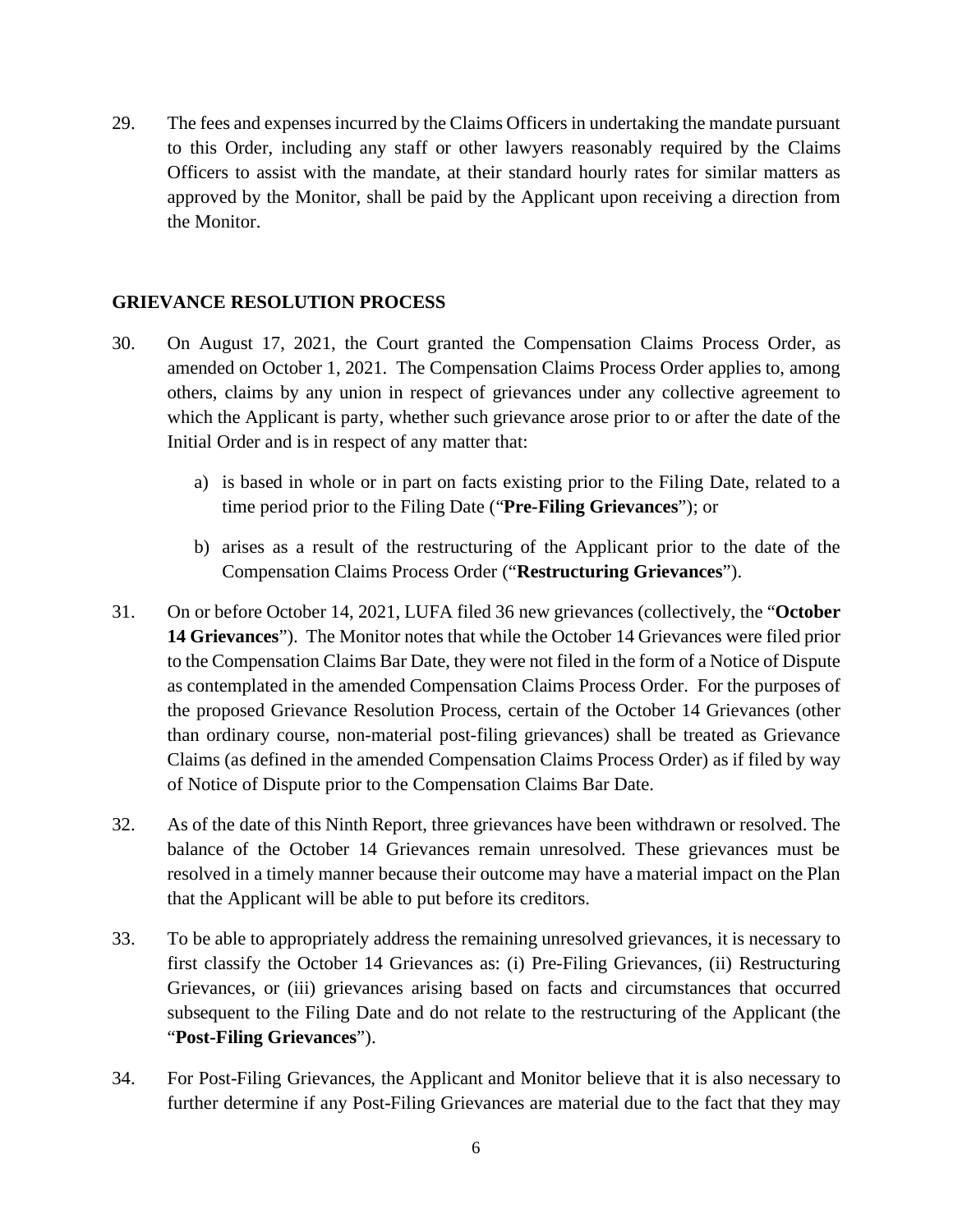29. The fees and expenses incurred by the Claims Officers in undertaking the mandate pursuant to this Order, including any staff or other lawyers reasonably required by the Claims Officers to assist with the mandate, at their standard hourly rates for similar matters as approved by the Monitor, shall be paid by the Applicant upon receiving a direction from the Monitor.

## GRIEVANCE RESOLUTION PROCESS

30. On August 17, 2021, the Court granted the Compensation Claims Process Order, as amended on October 1, 2021. The Compensation Claims Process Order applies to, among others, claims by any union in respect of grievances under any collective agreement to which the Applicant is party, whether such grievance arose prior to or after the date of the Initial Order and is in respect of any matter that:

    a) is based in whole or in part on facts existing prior to the Filing Date, related to a time period prior to the Filing Date ("**Pre-Filing Grievances**"); or

    b) arises as a result of the restructuring of the Applicant prior to the date of the Compensation Claims Process Order ("**Restructuring Grievances**").

31. On or before October 14, 2021, LUFA filed 36 new grievances (collectively, the "**October 14 Grievances**"). The Monitor notes that while the October 14 Grievances were filed prior to the Compensation Claims Bar Date, they were not filed in the form of a Notice of Dispute as contemplated in the amended Compensation Claims Process Order. For the purposes of the proposed Grievance Resolution Process, certain of the October 14 Grievances (other than ordinary course, non-material post-filing grievances) shall be treated as Grievance Claims (as defined in the amended Compensation Claims Process Order) as if filed by way of Notice of Dispute prior to the Compensation Claims Bar Date.

32. As of the date of this Ninth Report, three grievances have been withdrawn or resolved. The balance of the October 14 Grievances remain unresolved. These grievances must be resolved in a timely manner because their outcome may have a material impact on the Plan that the Applicant will be able to put before its creditors.

33. To be able to appropriately address the remaining unresolved grievances, it is necessary to first classify the October 14 Grievances as: (i) Pre-Filing Grievances, (ii) Restructuring Grievances, or (iii) grievances arising based on facts and circumstances that occurred subsequent to the Filing Date and do not relate to the restructuring of the Applicant (the "**Post-Filing Grievances**").

34. For Post-Filing Grievances, the Applicant and Monitor believe that it is also necessary to further determine if any Post-Filing Grievances are material due to the fact that they may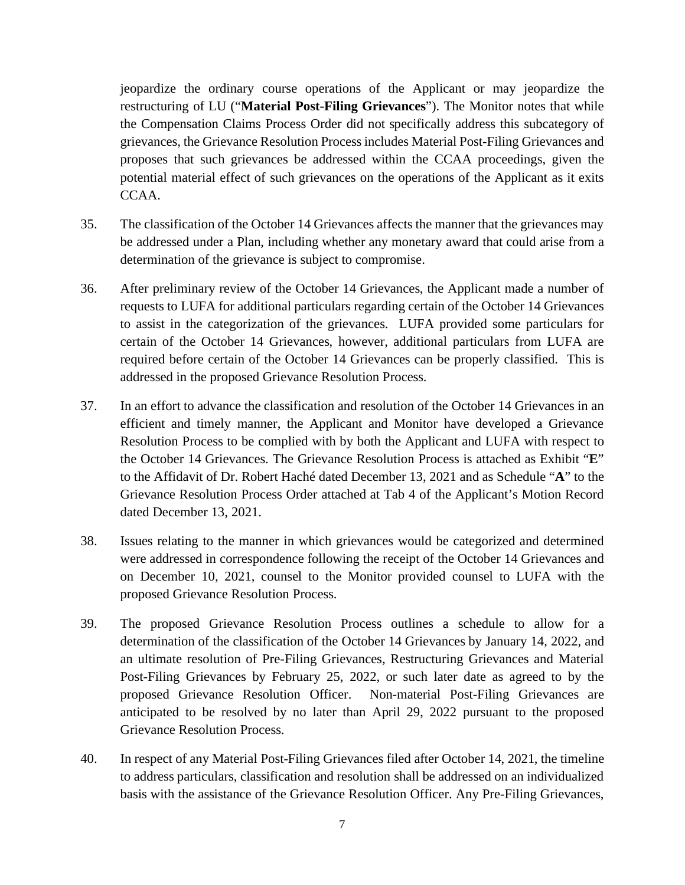jeopardize the ordinary course operations of the Applicant or may jeopardize the restructuring of LU ("**Material Post-Filing Grievances**"). The Monitor notes that while the Compensation Claims Process Order did not specifically address this subcategory of grievances, the Grievance Resolution Process includes Material Post-Filing Grievances and proposes that such grievances be addressed within the CCAA proceedings, given the potential material effect of such grievances on the operations of the Applicant as it exits CCAA.

35. The classification of the October 14 Grievances affects the manner that the grievances may be addressed under a Plan, including whether any monetary award that could arise from a determination of the grievance is subject to compromise.

36. After preliminary review of the October 14 Grievances, the Applicant made a number of requests to LUFA for additional particulars regarding certain of the October 14 Grievances to assist in the categorization of the grievances. LUFA provided some particulars for certain of the October 14 Grievances, however, additional particulars from LUFA are required before certain of the October 14 Grievances can be properly classified. This is addressed in the proposed Grievance Resolution Process.

37. In an effort to advance the classification and resolution of the October 14 Grievances in an efficient and timely manner, the Applicant and Monitor have developed a Grievance Resolution Process to be complied with by both the Applicant and LUFA with respect to the October 14 Grievances. The Grievance Resolution Process is attached as Exhibit "**E**" to the Affidavit of Dr. Robert Haché dated December 13, 2021 and as Schedule "**A**" to the Grievance Resolution Process Order attached at Tab 4 of the Applicant's Motion Record dated December 13, 2021.

38. Issues relating to the manner in which grievances would be categorized and determined were addressed in correspondence following the receipt of the October 14 Grievances and on December 10, 2021, counsel to the Monitor provided counsel to LUFA with the proposed Grievance Resolution Process.

39. The proposed Grievance Resolution Process outlines a schedule to allow for a determination of the classification of the October 14 Grievances by January 14, 2022, and an ultimate resolution of Pre-Filing Grievances, Restructuring Grievances and Material Post-Filing Grievances by February 25, 2022, or such later date as agreed to by the proposed Grievance Resolution Officer. Non-material Post-Filing Grievances are anticipated to be resolved by no later than April 29, 2022 pursuant to the proposed Grievance Resolution Process.

40. In respect of any Material Post-Filing Grievances filed after October 14, 2021, the timeline to address particulars, classification and resolution shall be addressed on an individualized basis with the assistance of the Grievance Resolution Officer. Any Pre-Filing Grievances,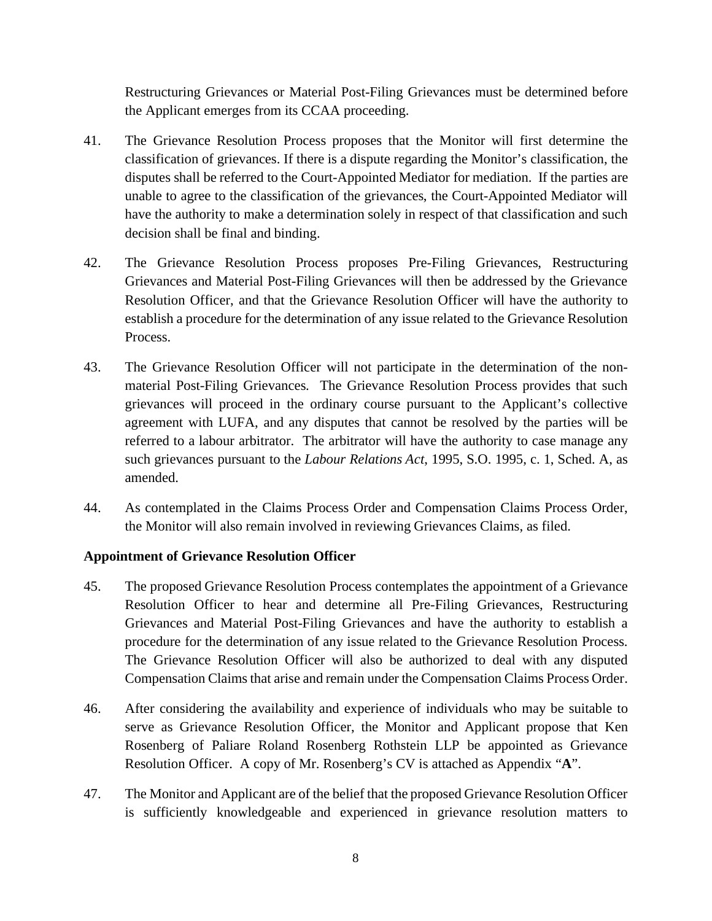Restructuring Grievances or Material Post-Filing Grievances must be determined before the Applicant emerges from its CCAA proceeding.

41. The Grievance Resolution Process proposes that the Monitor will first determine the classification of grievances. If there is a dispute regarding the Monitor's classification, the disputes shall be referred to the Court-Appointed Mediator for mediation. If the parties are unable to agree to the classification of the grievances, the Court-Appointed Mediator will have the authority to make a determination solely in respect of that classification and such decision shall be final and binding.

42. The Grievance Resolution Process proposes Pre-Filing Grievances, Restructuring Grievances and Material Post-Filing Grievances will then be addressed by the Grievance Resolution Officer, and that the Grievance Resolution Officer will have the authority to establish a procedure for the determination of any issue related to the Grievance Resolution Process.

43. The Grievance Resolution Officer will not participate in the determination of the non-material Post-Filing Grievances. The Grievance Resolution Process provides that such grievances will proceed in the ordinary course pursuant to the Applicant's collective agreement with LUFA, and any disputes that cannot be resolved by the parties will be referred to a labour arbitrator. The arbitrator will have the authority to case manage any such grievances pursuant to the *Labour Relations Act*, 1995, S.O. 1995, c. 1, Sched. A, as amended.

44. As contemplated in the Claims Process Order and Compensation Claims Process Order, the Monitor will also remain involved in reviewing Grievances Claims, as filed.

**Appointment of Grievance Resolution Officer**

45. The proposed Grievance Resolution Process contemplates the appointment of a Grievance Resolution Officer to hear and determine all Pre-Filing Grievances, Restructuring Grievances and Material Post-Filing Grievances and have the authority to establish a procedure for the determination of any issue related to the Grievance Resolution Process. The Grievance Resolution Officer will also be authorized to deal with any disputed Compensation Claims that arise and remain under the Compensation Claims Process Order.

46. After considering the availability and experience of individuals who may be suitable to serve as Grievance Resolution Officer, the Monitor and Applicant propose that Ken Rosenberg of Paliare Roland Rosenberg Rothstein LLP be appointed as Grievance Resolution Officer. A copy of Mr. Rosenberg's CV is attached as Appendix "**A**".

47. The Monitor and Applicant are of the belief that the proposed Grievance Resolution Officer is sufficiently knowledgeable and experienced in grievance resolution matters to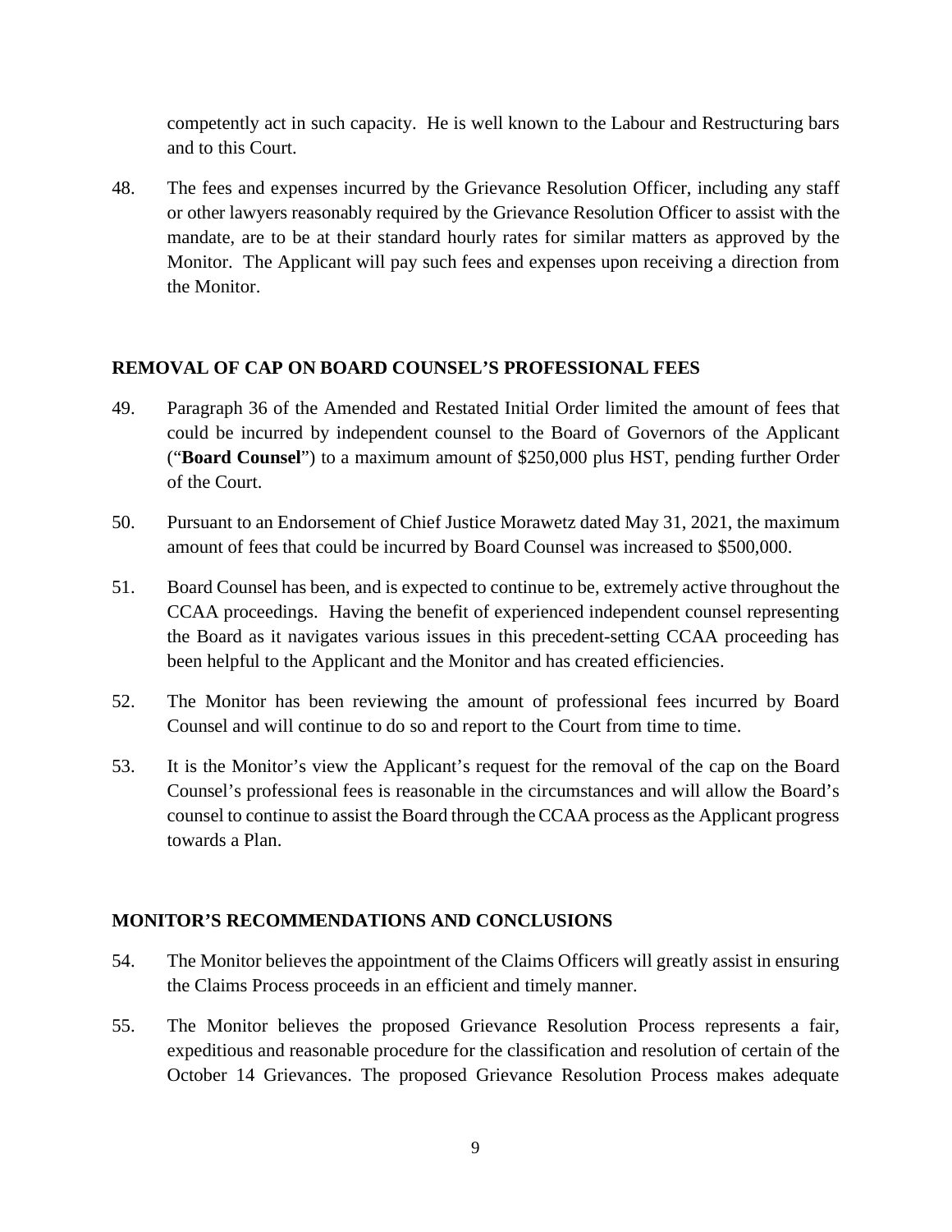competently act in such capacity. He is well known to the Labour and Restructuring bars and to this Court.

48. The fees and expenses incurred by the Grievance Resolution Officer, including any staff or other lawyers reasonably required by the Grievance Resolution Officer to assist with the mandate, are to be at their standard hourly rates for similar matters as approved by the Monitor. The Applicant will pay such fees and expenses upon receiving a direction from the Monitor.

## REMOVAL OF CAP ON BOARD COUNSEL'S PROFESSIONAL FEES

49. Paragraph 36 of the Amended and Restated Initial Order limited the amount of fees that could be incurred by independent counsel to the Board of Governors of the Applicant ("**Board Counsel**") to a maximum amount of $250,000 plus HST, pending further Order of the Court.

50. Pursuant to an Endorsement of Chief Justice Morawetz dated May 31, 2021, the maximum amount of fees that could be incurred by Board Counsel was increased to $500,000.

51. Board Counsel has been, and is expected to continue to be, extremely active throughout the CCAA proceedings. Having the benefit of experienced independent counsel representing the Board as it navigates various issues in this precedent-setting CCAA proceeding has been helpful to the Applicant and the Monitor and has created efficiencies.

52. The Monitor has been reviewing the amount of professional fees incurred by Board Counsel and will continue to do so and report to the Court from time to time.

53. It is the Monitor's view the Applicant's request for the removal of the cap on the Board Counsel's professional fees is reasonable in the circumstances and will allow the Board's counsel to continue to assist the Board through the CCAA process as the Applicant progress towards a Plan.

## MONITOR'S RECOMMENDATIONS AND CONCLUSIONS

54. The Monitor believes the appointment of the Claims Officers will greatly assist in ensuring the Claims Process proceeds in an efficient and timely manner.

55. The Monitor believes the proposed Grievance Resolution Process represents a fair, expeditious and reasonable procedure for the classification and resolution of certain of the October 14 Grievances. The proposed Grievance Resolution Process makes adequate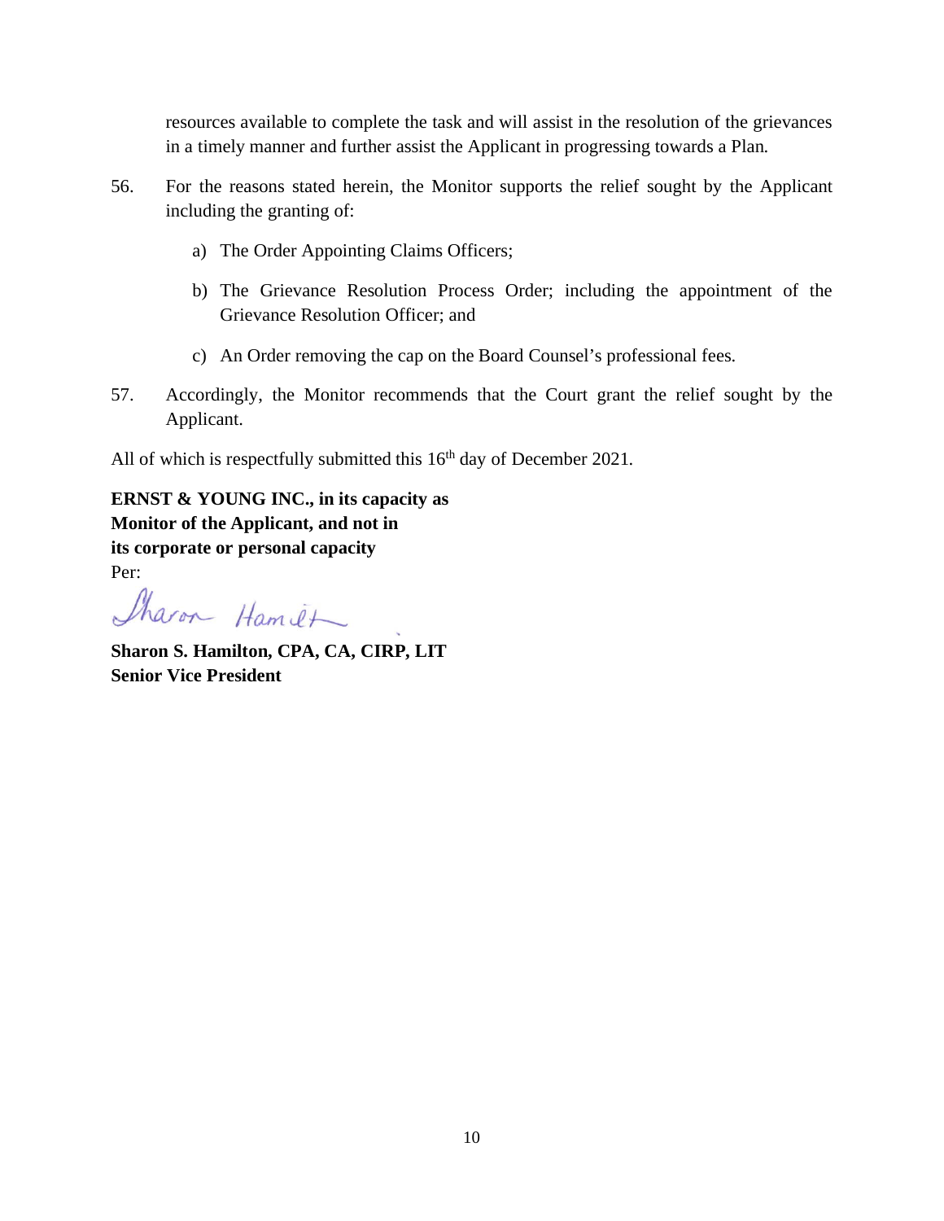resources available to complete the task and will assist in the resolution of the grievances in a timely manner and further assist the Applicant in progressing towards a Plan.

56. For the reasons stated herein, the Monitor supports the relief sought by the Applicant including the granting of:

   a) The Order Appointing Claims Officers;

   b) The Grievance Resolution Process Order; including the appointment of the Grievance Resolution Officer; and

   c) An Order removing the cap on the Board Counsel's professional fees.

57. Accordingly, the Monitor recommends that the Court grant the relief sought by the Applicant.

All of which is respectfully submitted this 16th day of December 2021.

**ERNST & YOUNG INC., in its capacity as Monitor of the Applicant, and not in its corporate or personal capacity**
Per:

**Sharon S. Hamilton, CPA, CA, CIRP, LIT**
**Senior Vice President**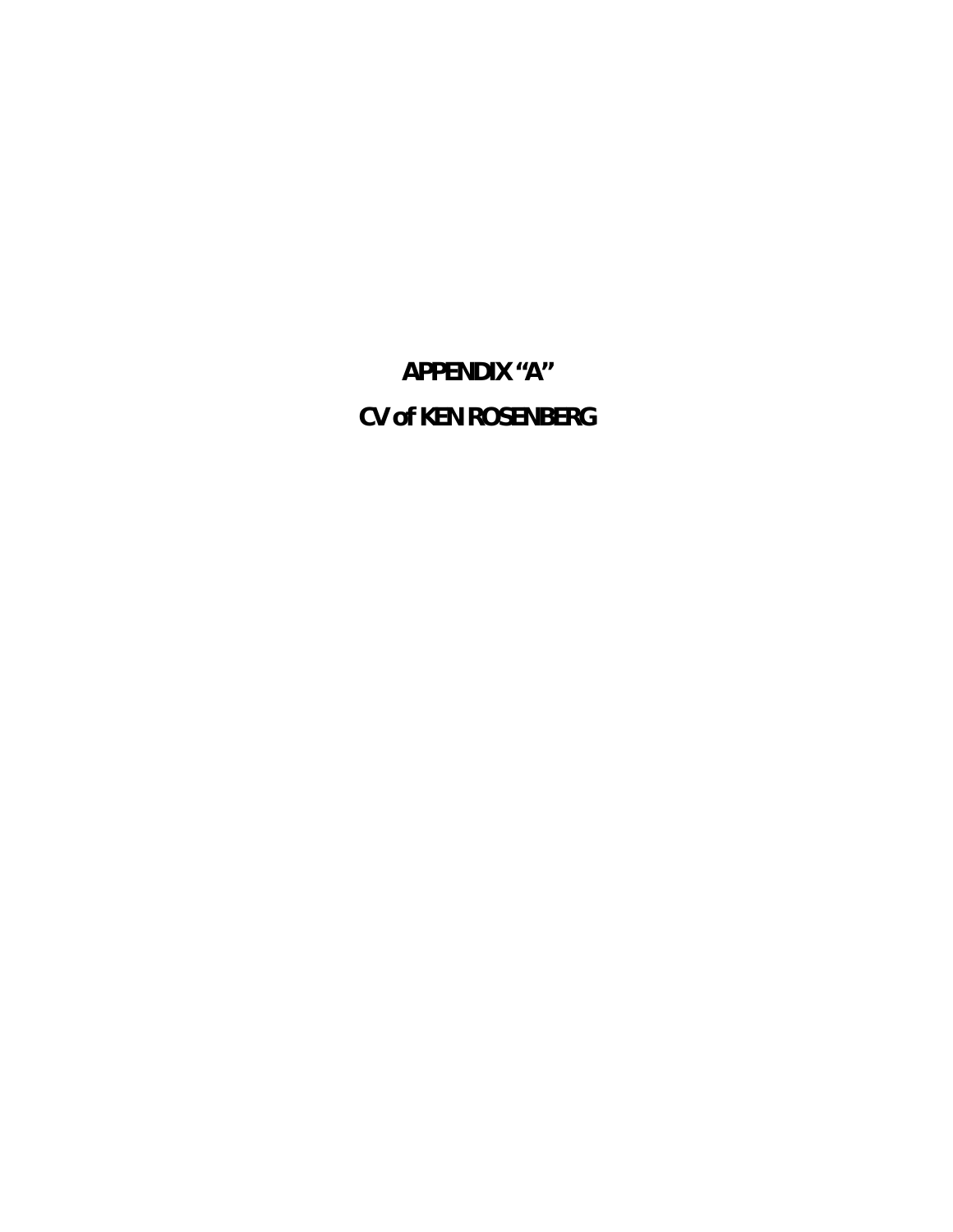# APPENDIX "A"

## CV of KEN ROSENBERG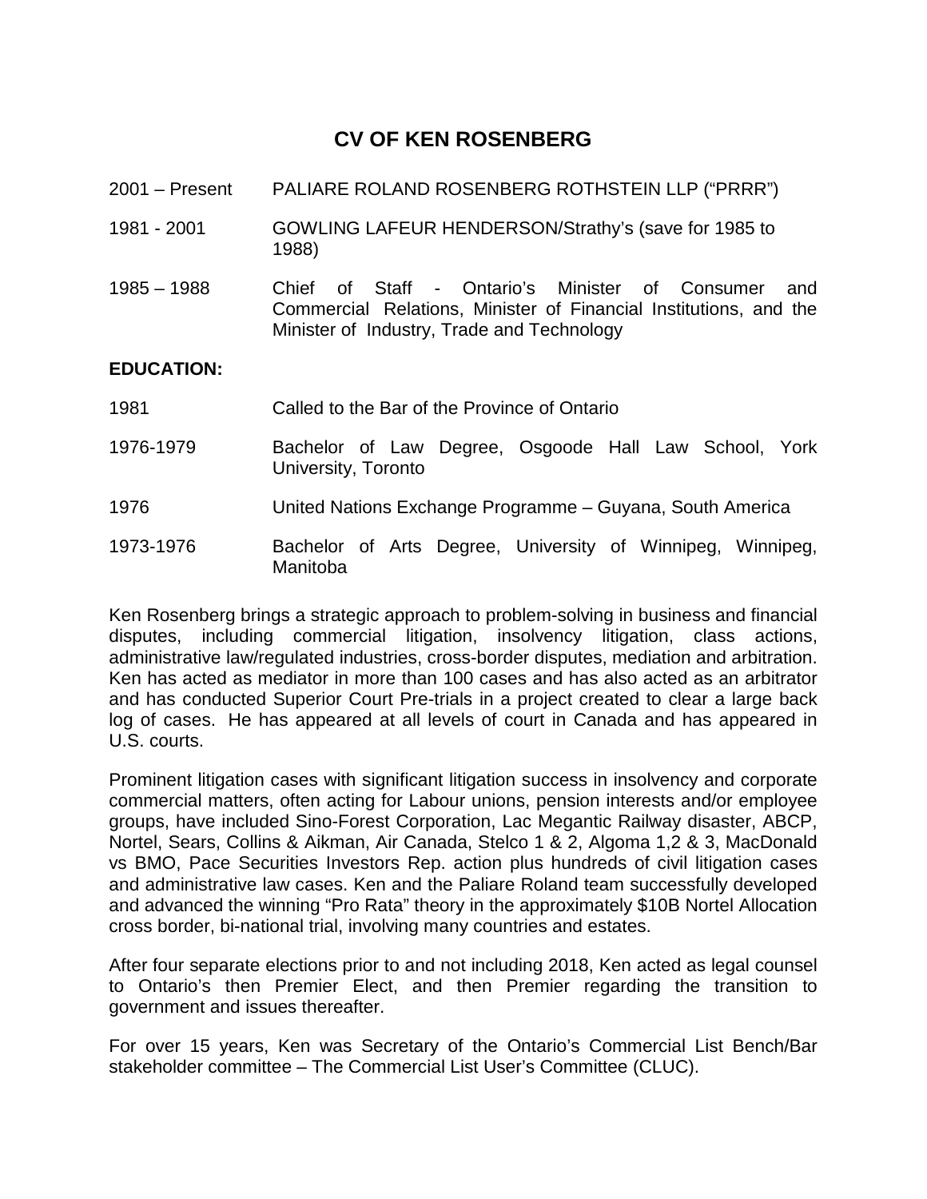# CV OF KEN ROSENBERG

2001 – Present PALIARE ROLAND ROSENBERG ROTHSTEIN LLP ("PRRR")

1981 - 2001 GOWLING LAFEUR HENDERSON/Strathy's (save for 1985 to 1988)

1985 – 1988 Chief of Staff - Ontario's Minister of Consumer and Commercial Relations, Minister of Financial Institutions, and the Minister of Industry, Trade and Technology

**EDUCATION:**

1981 Called to the Bar of the Province of Ontario

1976-1979 Bachelor of Law Degree, Osgoode Hall Law School, York University, Toronto

1976 United Nations Exchange Programme – Guyana, South America

1973-1976 Bachelor of Arts Degree, University of Winnipeg, Winnipeg, Manitoba

Ken Rosenberg brings a strategic approach to problem-solving in business and financial disputes, including commercial litigation, insolvency litigation, class actions, administrative law/regulated industries, cross-border disputes, mediation and arbitration. Ken has acted as mediator in more than 100 cases and has also acted as an arbitrator and has conducted Superior Court Pre-trials in a project created to clear a large back log of cases. He has appeared at all levels of court in Canada and has appeared in U.S. courts.

Prominent litigation cases with significant litigation success in insolvency and corporate commercial matters, often acting for Labour unions, pension interests and/or employee groups, have included Sino-Forest Corporation, Lac Megantic Railway disaster, ABCP, Nortel, Sears, Collins & Aikman, Air Canada, Stelco 1 & 2, Algoma 1,2 & 3, MacDonald vs BMO, Pace Securities Investors Rep. action plus hundreds of civil litigation cases and administrative law cases. Ken and the Paliare Roland team successfully developed and advanced the winning "Pro Rata" theory in the approximately $10B Nortel Allocation cross border, bi-national trial, involving many countries and estates.

After four separate elections prior to and not including 2018, Ken acted as legal counsel to Ontario's then Premier Elect, and then Premier regarding the transition to government and issues thereafter.

For over 15 years, Ken was Secretary of the Ontario's Commercial List Bench/Bar stakeholder committee – The Commercial List User's Committee (CLUC).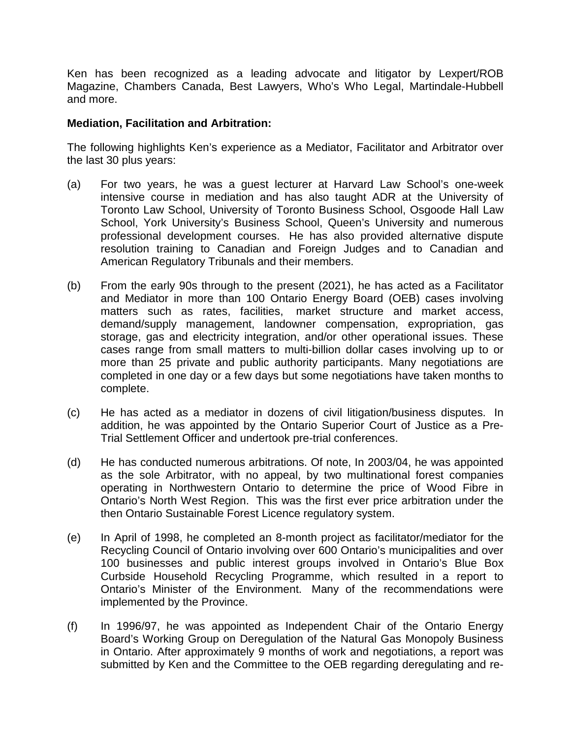Ken has been recognized as a leading advocate and litigator by Lexpert/ROB Magazine, Chambers Canada, Best Lawyers, Who's Who Legal, Martindale-Hubbell and more.

**Mediation, Facilitation and Arbitration:**

The following highlights Ken's experience as a Mediator, Facilitator and Arbitrator over the last 30 plus years:

(a) For two years, he was a guest lecturer at Harvard Law School's one-week intensive course in mediation and has also taught ADR at the University of Toronto Law School, University of Toronto Business School, Osgoode Hall Law School, York University's Business School, Queen's University and numerous professional development courses. He has also provided alternative dispute resolution training to Canadian and Foreign Judges and to Canadian and American Regulatory Tribunals and their members.

(b) From the early 90s through to the present (2021), he has acted as a Facilitator and Mediator in more than 100 Ontario Energy Board (OEB) cases involving matters such as rates, facilities, market structure and market access, demand/supply management, landowner compensation, expropriation, gas storage, gas and electricity integration, and/or other operational issues. These cases range from small matters to multi-billion dollar cases involving up to or more than 25 private and public authority participants. Many negotiations are completed in one day or a few days but some negotiations have taken months to complete.

(c) He has acted as a mediator in dozens of civil litigation/business disputes. In addition, he was appointed by the Ontario Superior Court of Justice as a Pre-Trial Settlement Officer and undertook pre-trial conferences.

(d) He has conducted numerous arbitrations. Of note, In 2003/04, he was appointed as the sole Arbitrator, with no appeal, by two multinational forest companies operating in Northwestern Ontario to determine the price of Wood Fibre in Ontario's North West Region. This was the first ever price arbitration under the then Ontario Sustainable Forest Licence regulatory system.

(e) In April of 1998, he completed an 8-month project as facilitator/mediator for the Recycling Council of Ontario involving over 600 Ontario's municipalities and over 100 businesses and public interest groups involved in Ontario's Blue Box Curbside Household Recycling Programme, which resulted in a report to Ontario's Minister of the Environment. Many of the recommendations were implemented by the Province.

(f) In 1996/97, he was appointed as Independent Chair of the Ontario Energy Board's Working Group on Deregulation of the Natural Gas Monopoly Business in Ontario. After approximately 9 months of work and negotiations, a report was submitted by Ken and the Committee to the OEB regarding deregulating and re-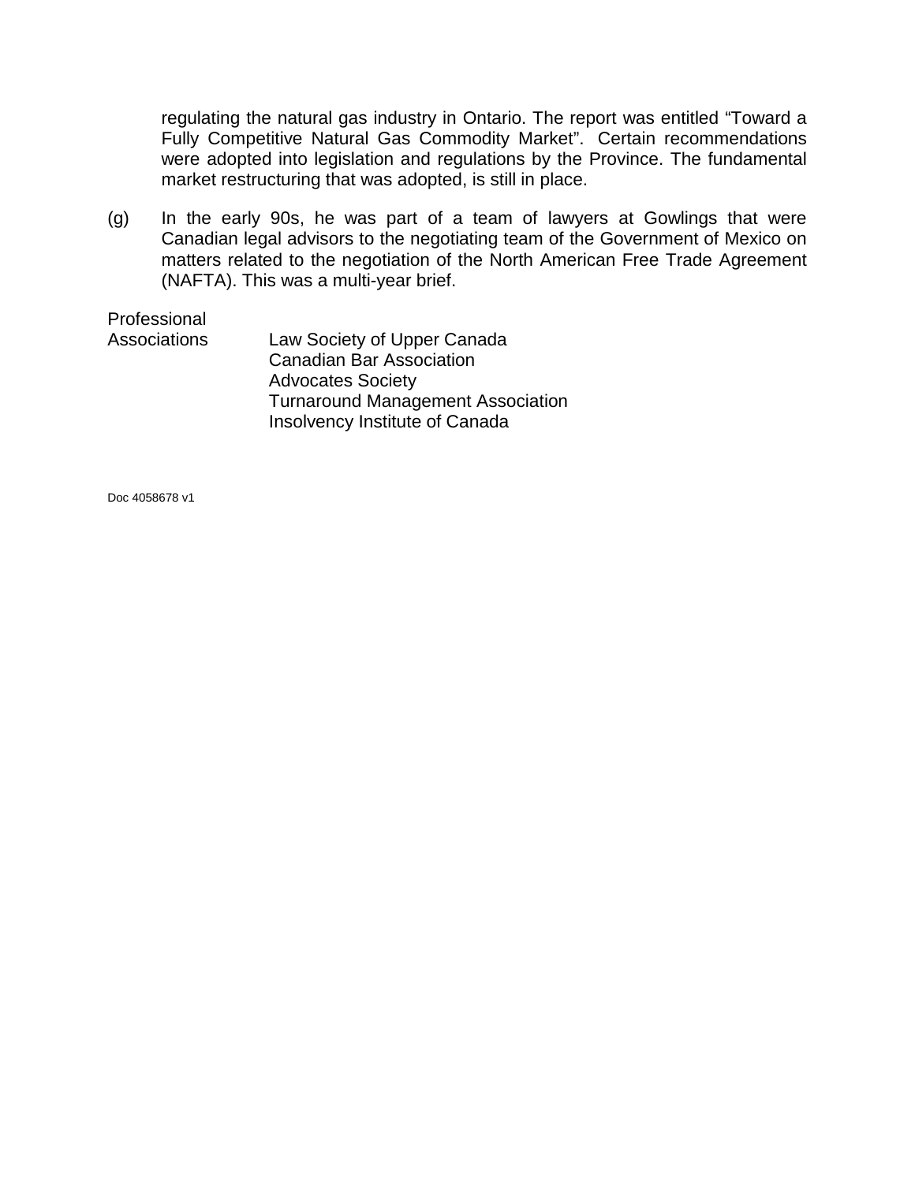regulating the natural gas industry in Ontario. The report was entitled "Toward a Fully Competitive Natural Gas Commodity Market". Certain recommendations were adopted into legislation and regulations by the Province. The fundamental market restructuring that was adopted, is still in place.

(g) In the early 90s, he was part of a team of lawyers at Gowlings that were Canadian legal advisors to the negotiating team of the Government of Mexico on matters related to the negotiation of the North American Free Trade Agreement (NAFTA). This was a multi-year brief.

| | |
|---|---|
| Professional Associations | Law Society of Upper Canada |
| | Canadian Bar Association |
| | Advocates Society |
| | Turnaround Management Association |
| | Insolvency Institute of Canada |

Doc 4058678 v1